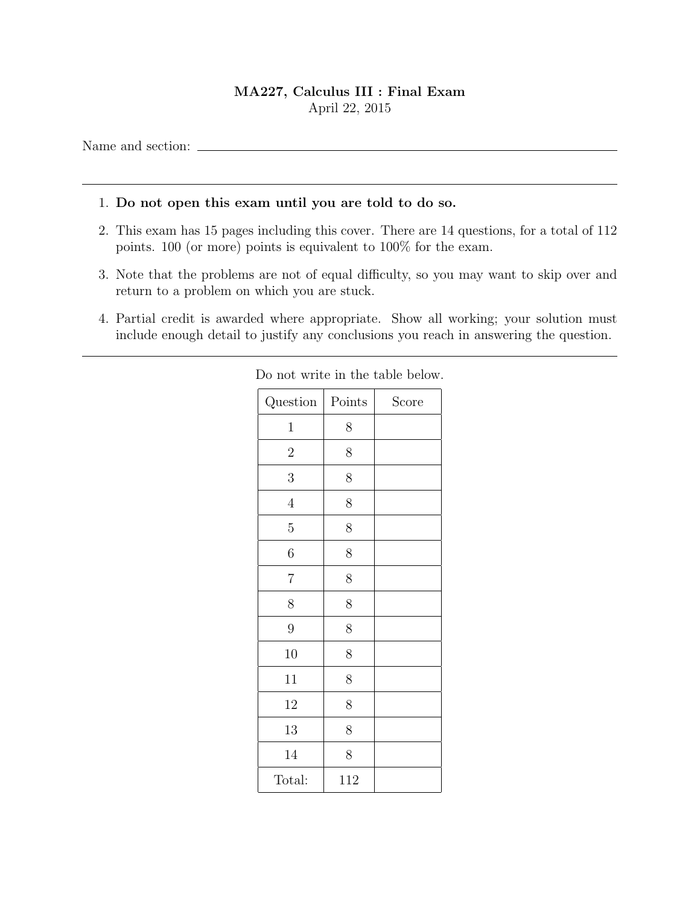# MA227, Calculus III : Final Exam

April 22, 2015

Name and section: ____________________________________________

---

1. **Do not open this exam until you are told to do so.**
2. This exam has 15 pages including this cover. There are 14 questions, for a total of 112 points. 100 (or more) points is equivalent to 100% for the exam.
3. Note that the problems are not of equal difficulty, so you may want to skip over and return to a problem on which you are stuck.
4. Partial credit is awarded where appropriate. Show all working; your solution must include enough detail to justify any conclusions you reach in answering the question.

---

Do not write in the table below.

| Question | Points | Score |
|---|---|---|
| 1 | 8 | |
| 2 | 8 | |
| 3 | 8 | |
| 4 | 8 | |
| 5 | 8 | |
| 6 | 8 | |
| 7 | 8 | |
| 8 | 8 | |
| 9 | 8 | |
| 10 | 8 | |
| 11 | 8 | |
| 12 | 8 | |
| 13 | 8 | |
| 14 | 8 | |
| Total: | 112 | |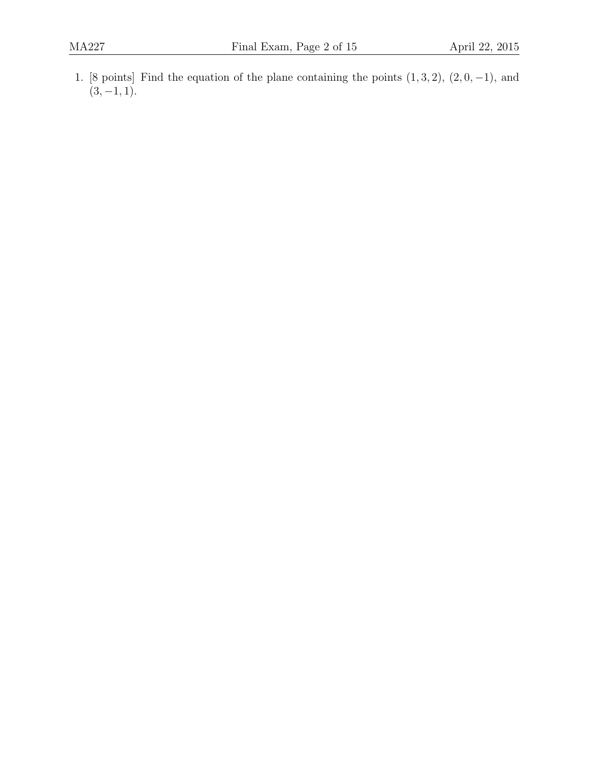1. [8 points] Find the equation of the plane containing the points $(1, 3, 2)$, $(2, 0, -1)$, and $(3, -1, 1)$.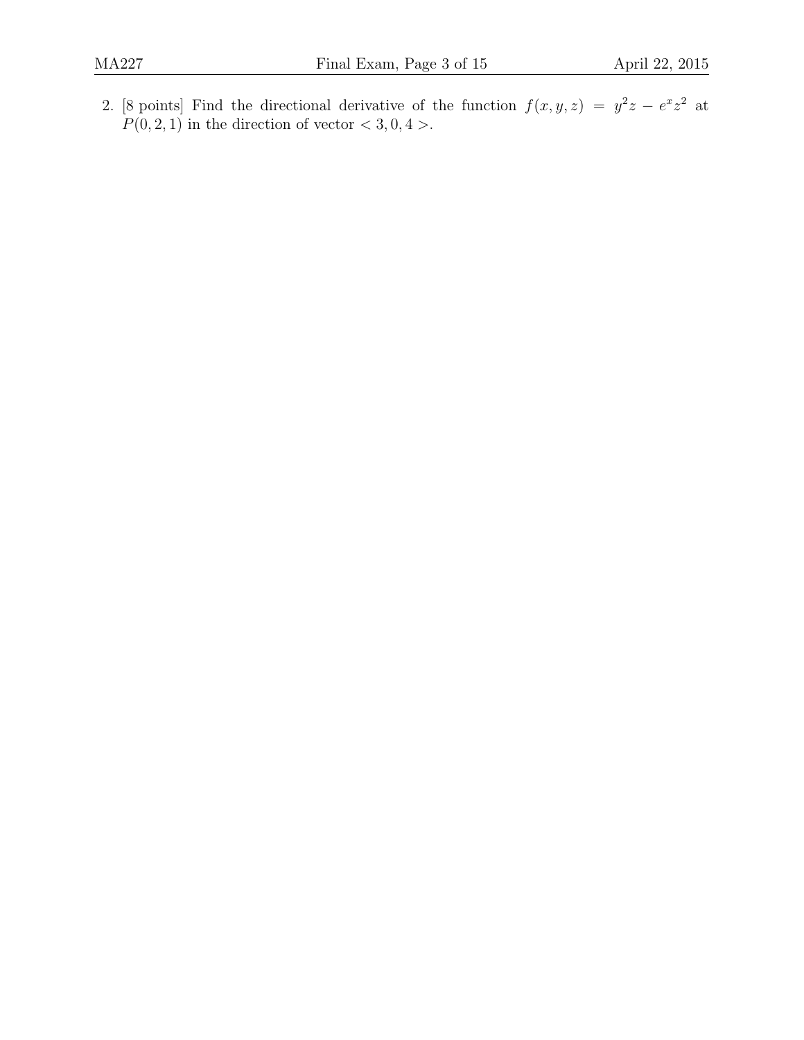2. [8 points] Find the directional derivative of the function $f(x, y, z) = y^2 z - e^x z^2$ at $P(0, 2, 1)$ in the direction of vector $< 3, 0, 4 >$.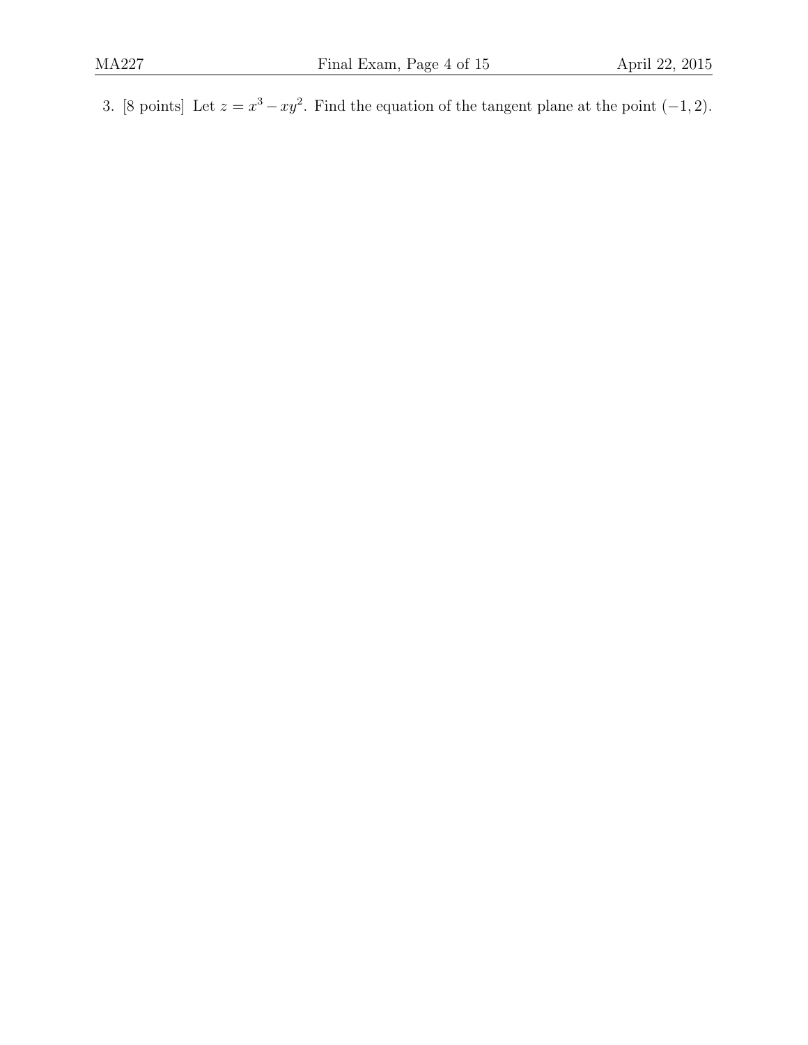3. [8 points] Let $z = x^3 - xy^2$. Find the equation of the tangent plane at the point $(-1, 2)$.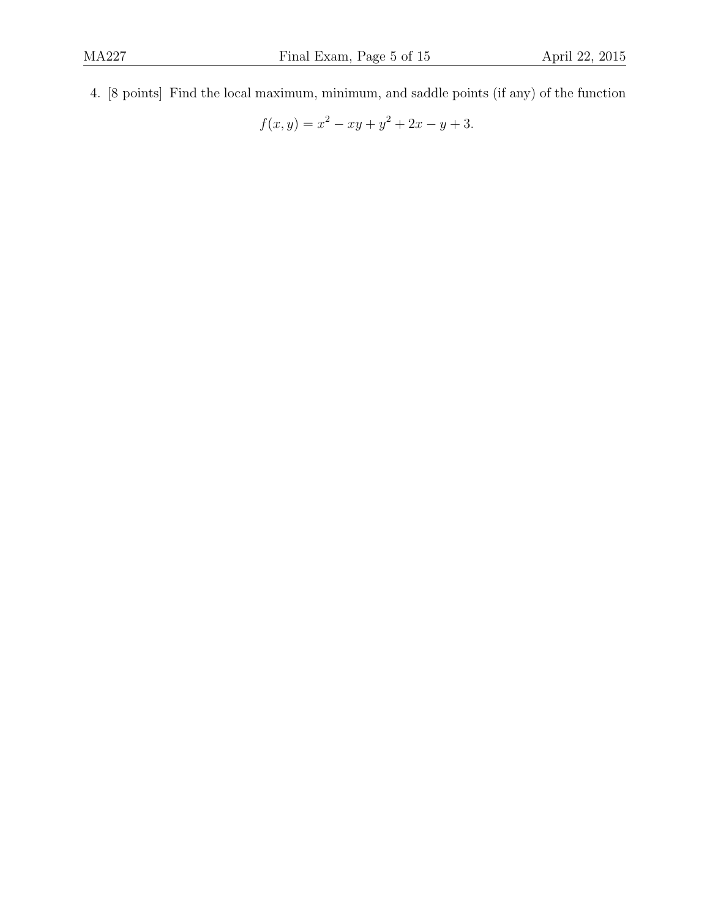4. [8 points] Find the local maximum, minimum, and saddle points (if any) of the function

$$f(x, y) = x^2 - xy + y^2 + 2x - y + 3.$$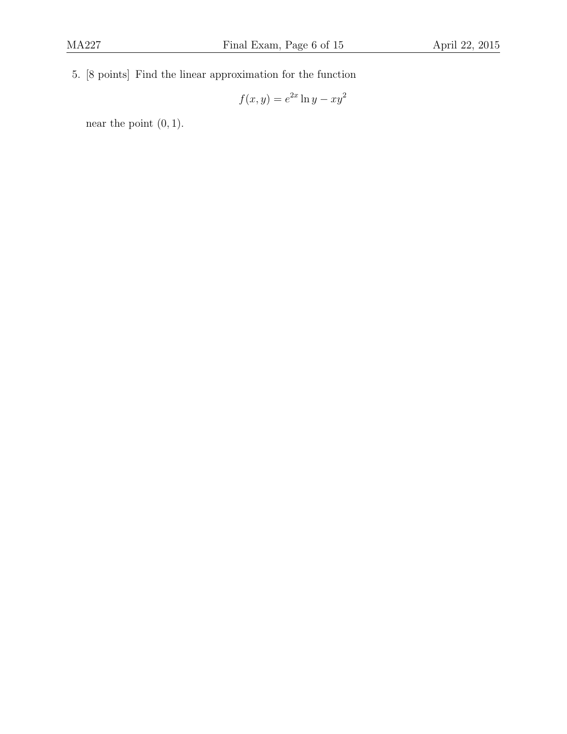5. [8 points] Find the linear approximation for the function

$$f(x, y) = e^{2x} \ln y - xy^2$$

near the point $(0, 1)$.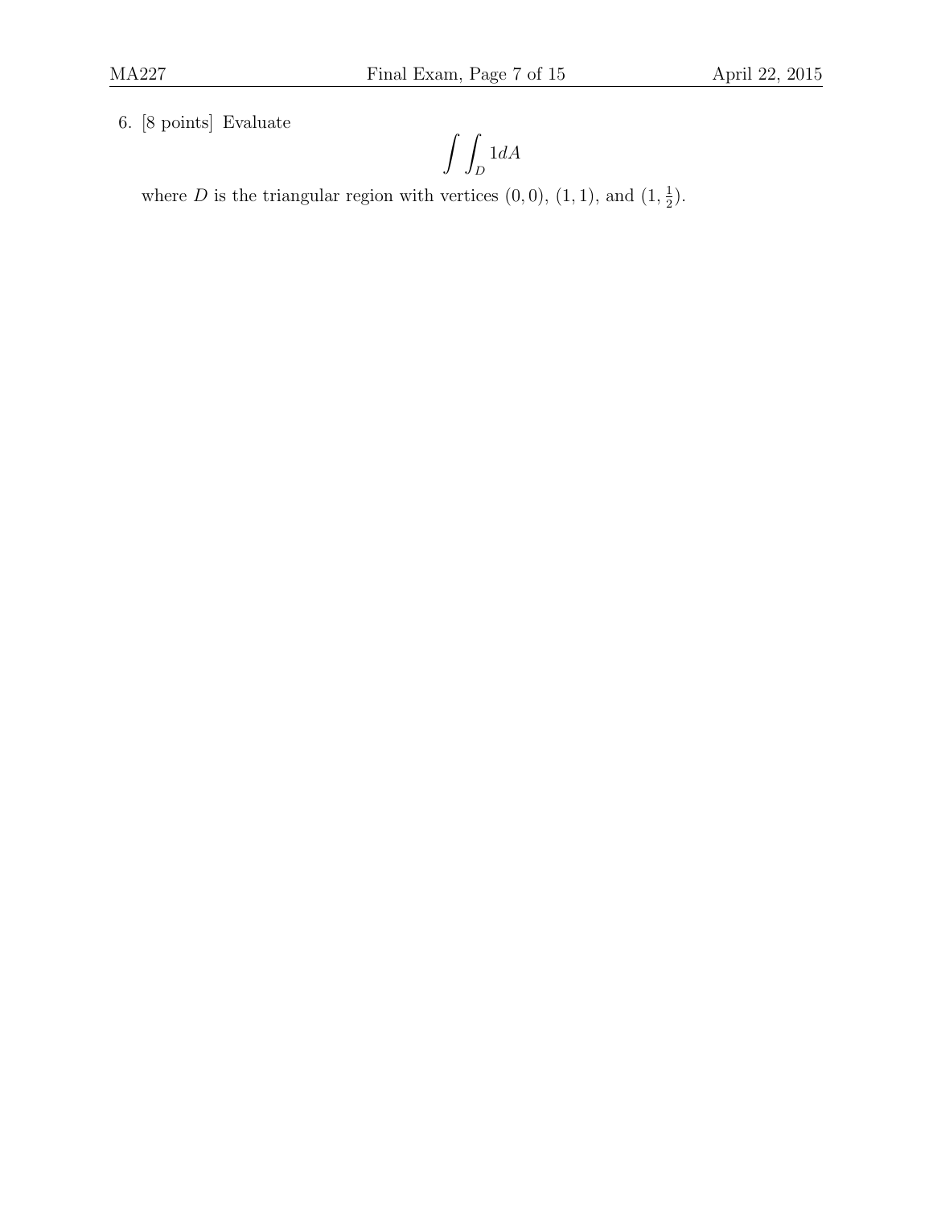6. [8 points] Evaluate

$$\int\int_D 1dA$$

where $D$ is the triangular region with vertices $(0,0)$, $(1,1)$, and $(1,\frac{1}{2})$.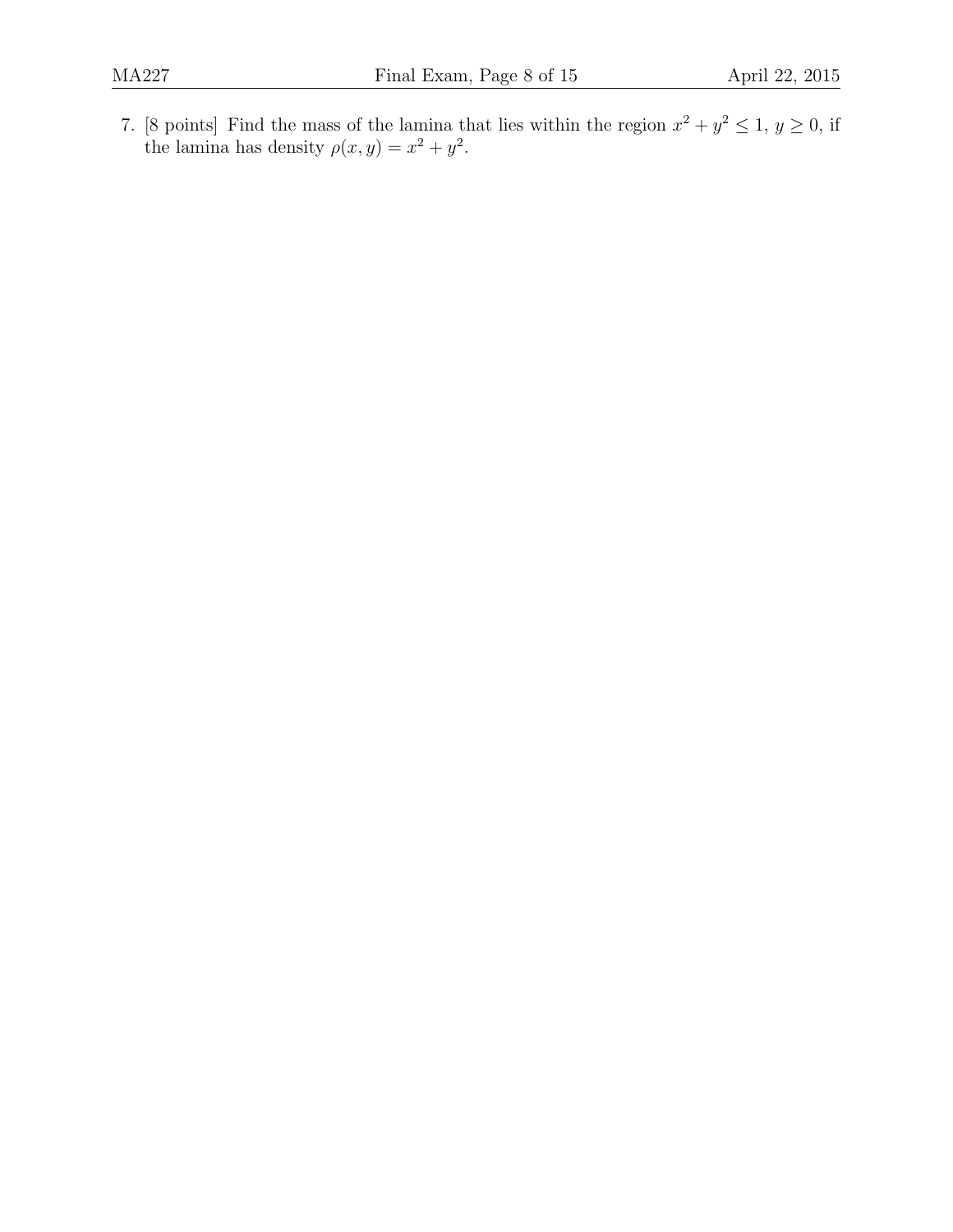7. [8 points] Find the mass of the lamina that lies within the region $x^2 + y^2 \leq 1$, $y \geq 0$, if the lamina has density $\rho(x, y) = x^2 + y^2$.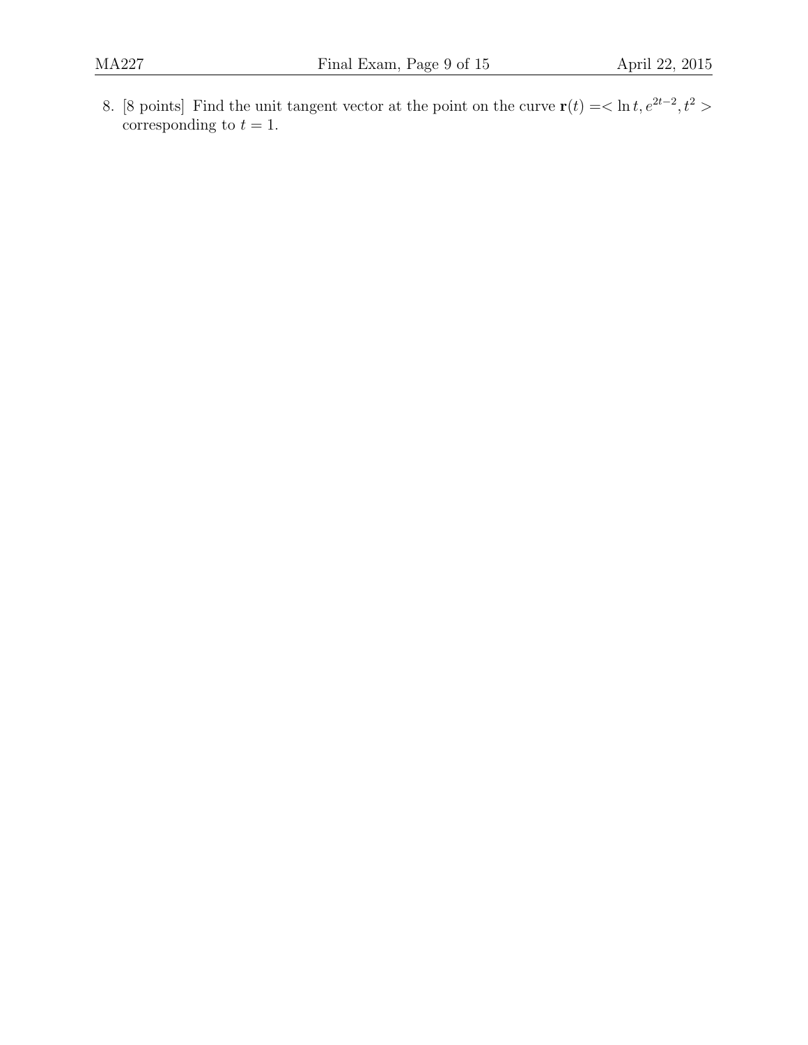8. [8 points] Find the unit tangent vector at the point on the curve $\mathbf{r}(t) = < \ln t, e^{2t-2}, t^2 >$ corresponding to $t = 1$.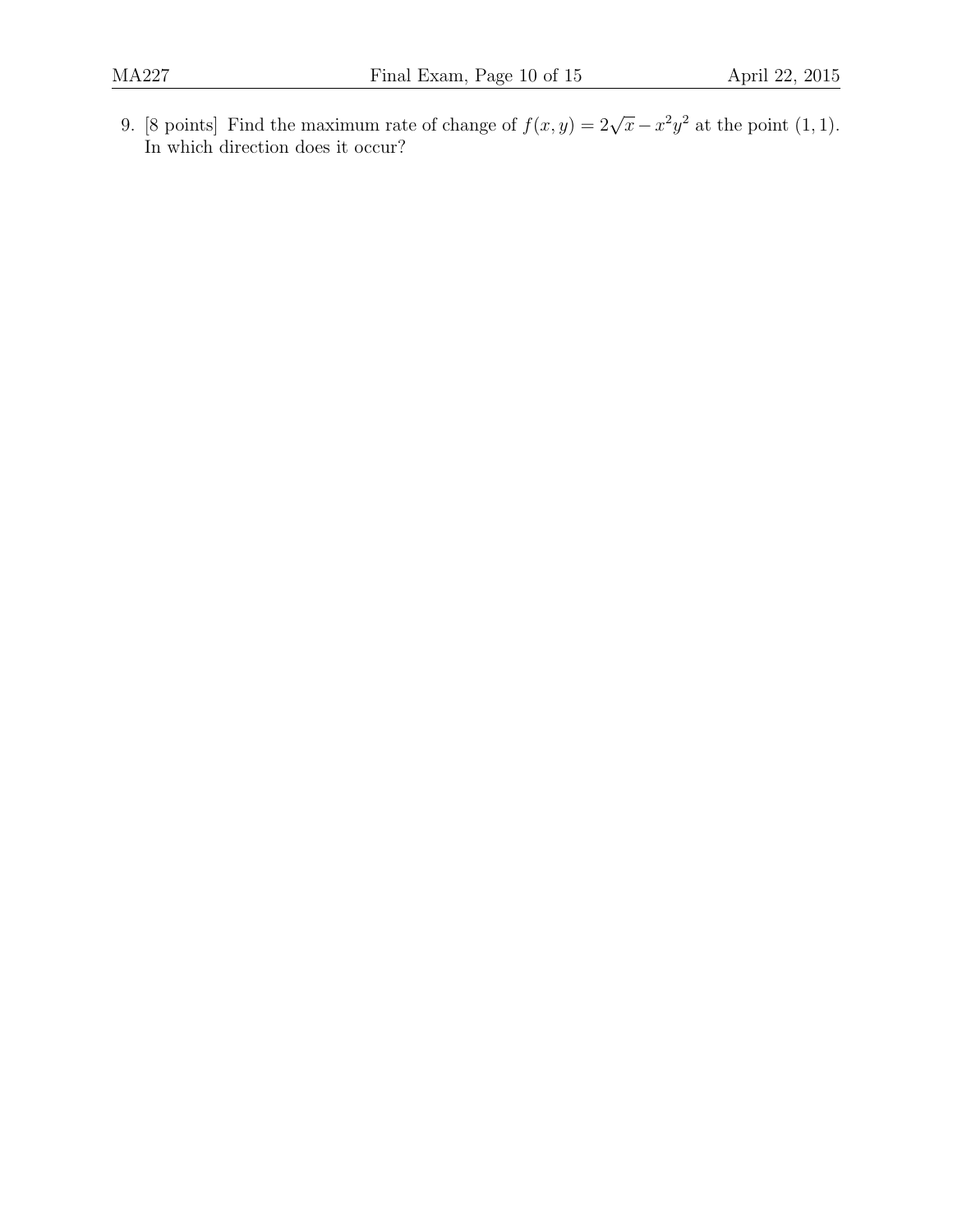9. [8 points] Find the maximum rate of change of $f(x, y) = 2\sqrt{x} - x^2y^2$ at the point $(1, 1)$. In which direction does it occur?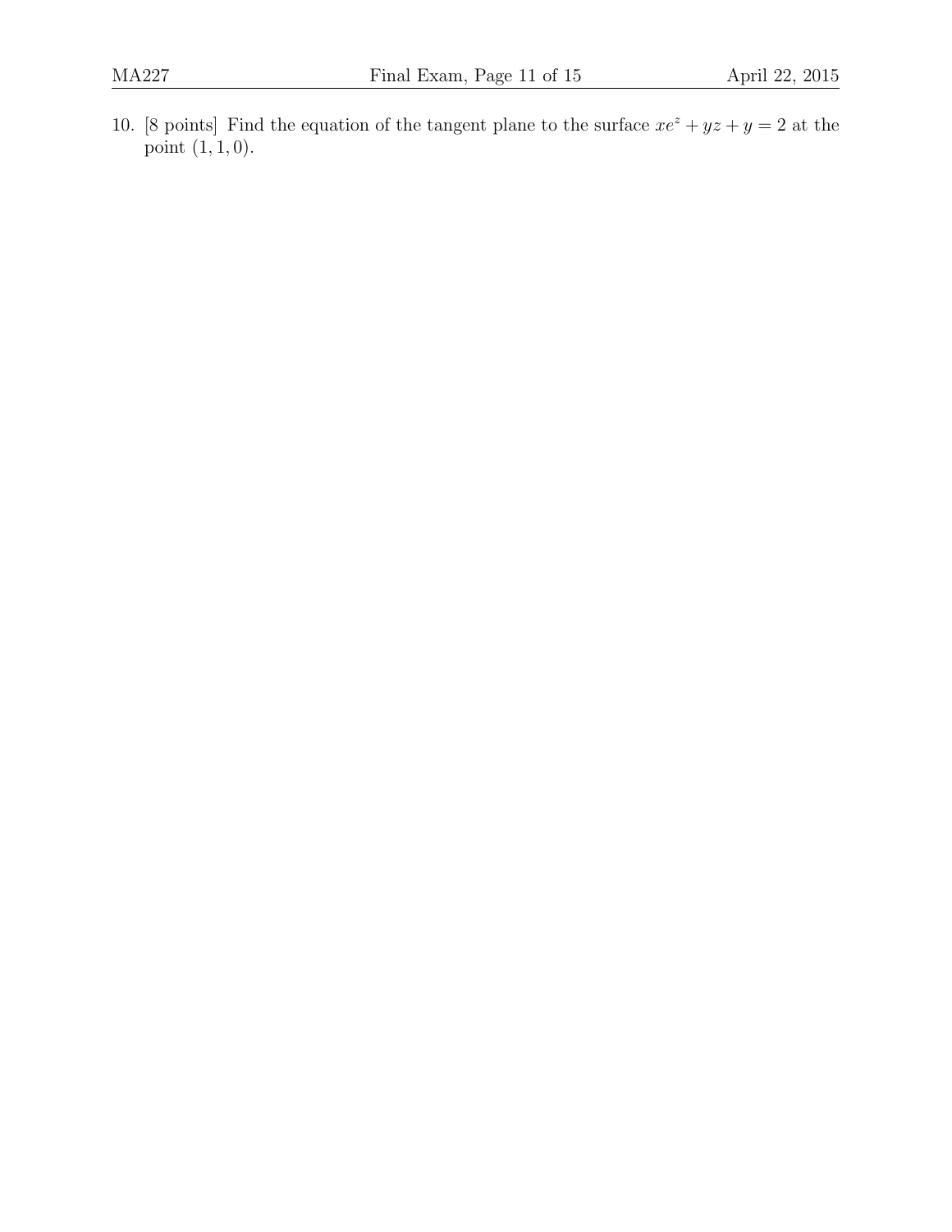10. [8 points] Find the equation of the tangent plane to the surface $xe^z + yz + y = 2$ at the point $(1, 1, 0)$.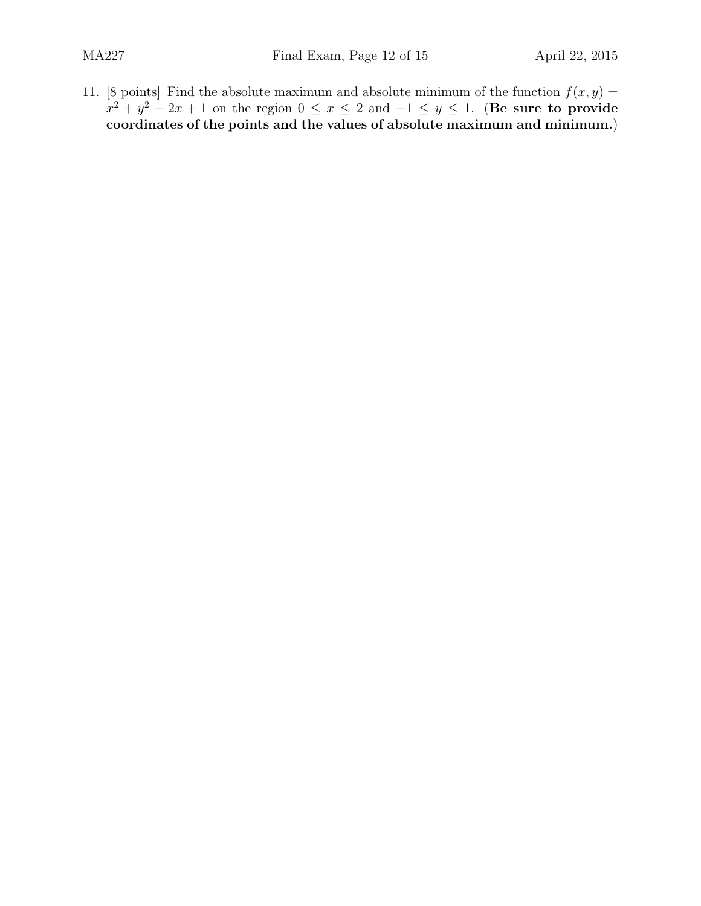11. [8 points] Find the absolute maximum and absolute minimum of the function $f(x, y) = x^2 + y^2 - 2x + 1$ on the region $0 \leq x \leq 2$ and $-1 \leq y \leq 1$. (**Be sure to provide coordinates of the points and the values of absolute maximum and minimum.**)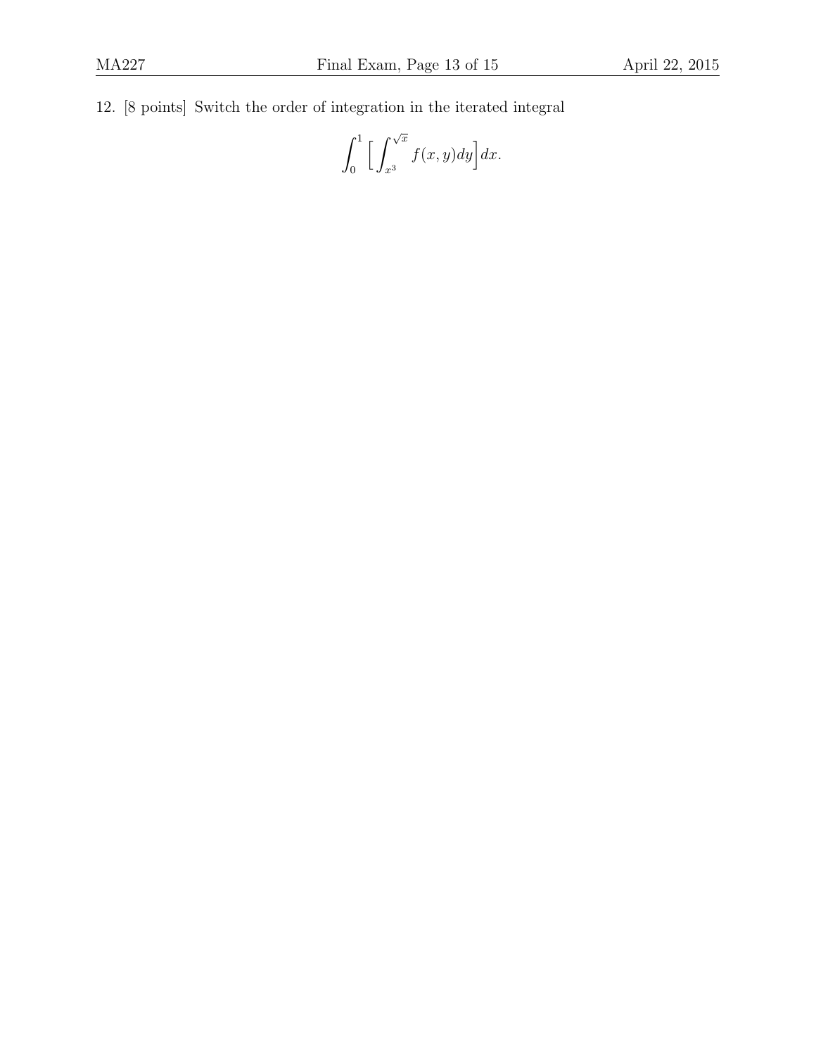12. [8 points] Switch the order of integration in the iterated integral

$$\int_0^1 \Big[ \int_{x^3}^{\sqrt{x}} f(x,y) dy \Big] dx.$$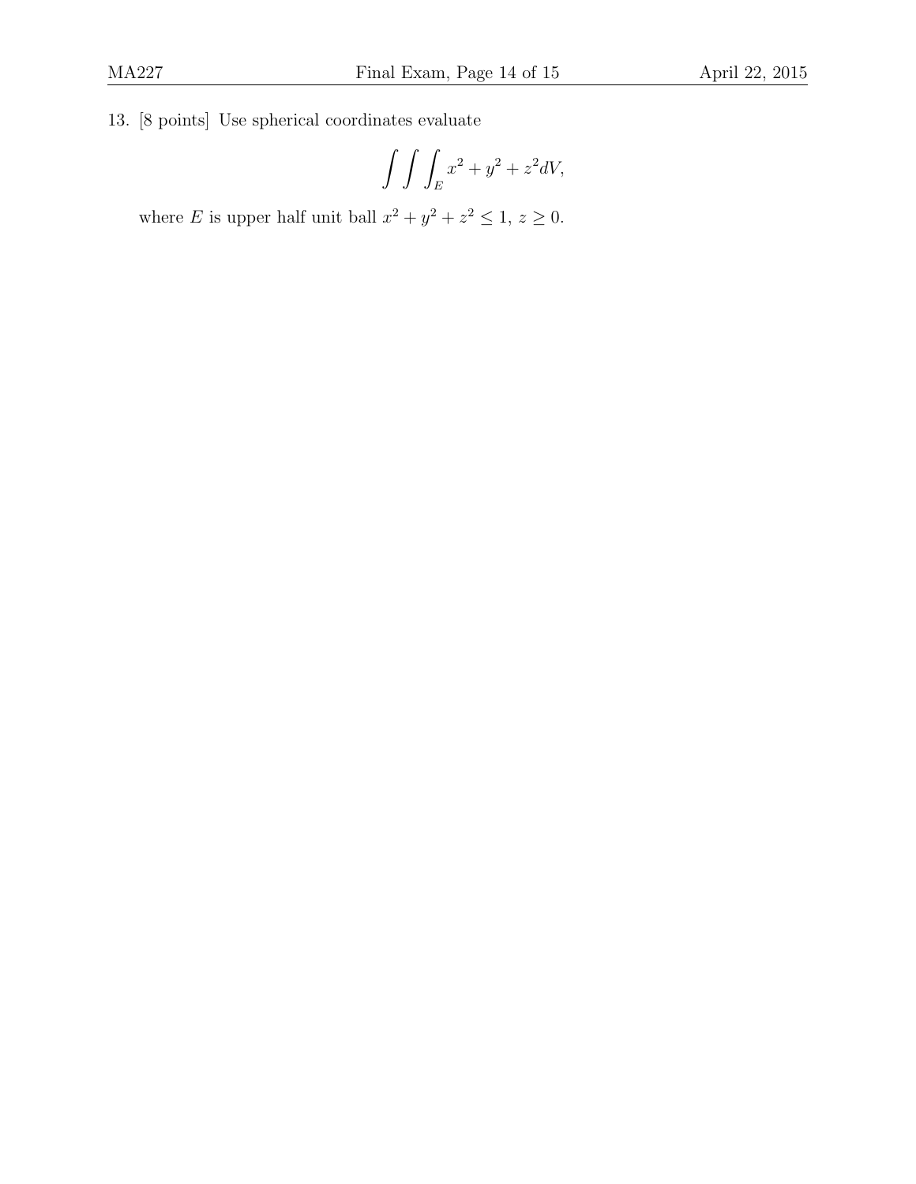13. [8 points] Use spherical coordinates evaluate

$$\int\int\int_E x^2 + y^2 + z^2 dV,$$

where $E$ is upper half unit ball $x^2 + y^2 + z^2 \leq 1$, $z \geq 0$.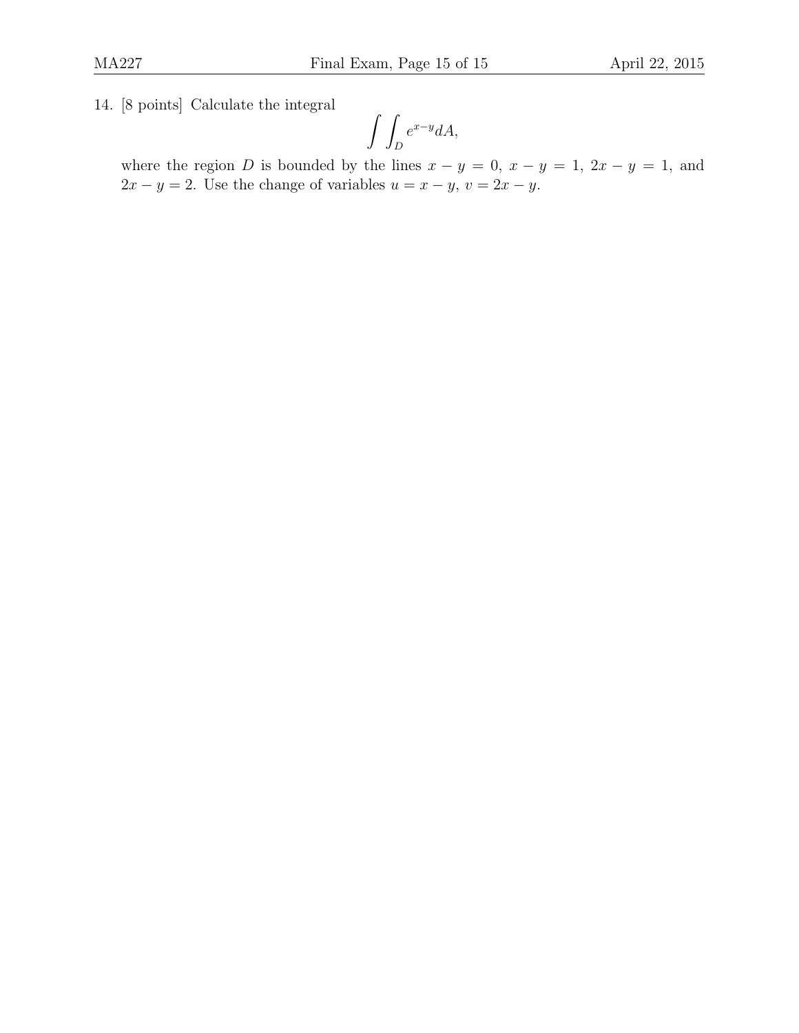14. [8 points] Calculate the integral

$$\int\int_D e^{x-y} dA,$$

where the region $D$ is bounded by the lines $x - y = 0$, $x - y = 1$, $2x - y = 1$, and $2x - y = 2$. Use the change of variables $u = x - y$, $v = 2x - y$.